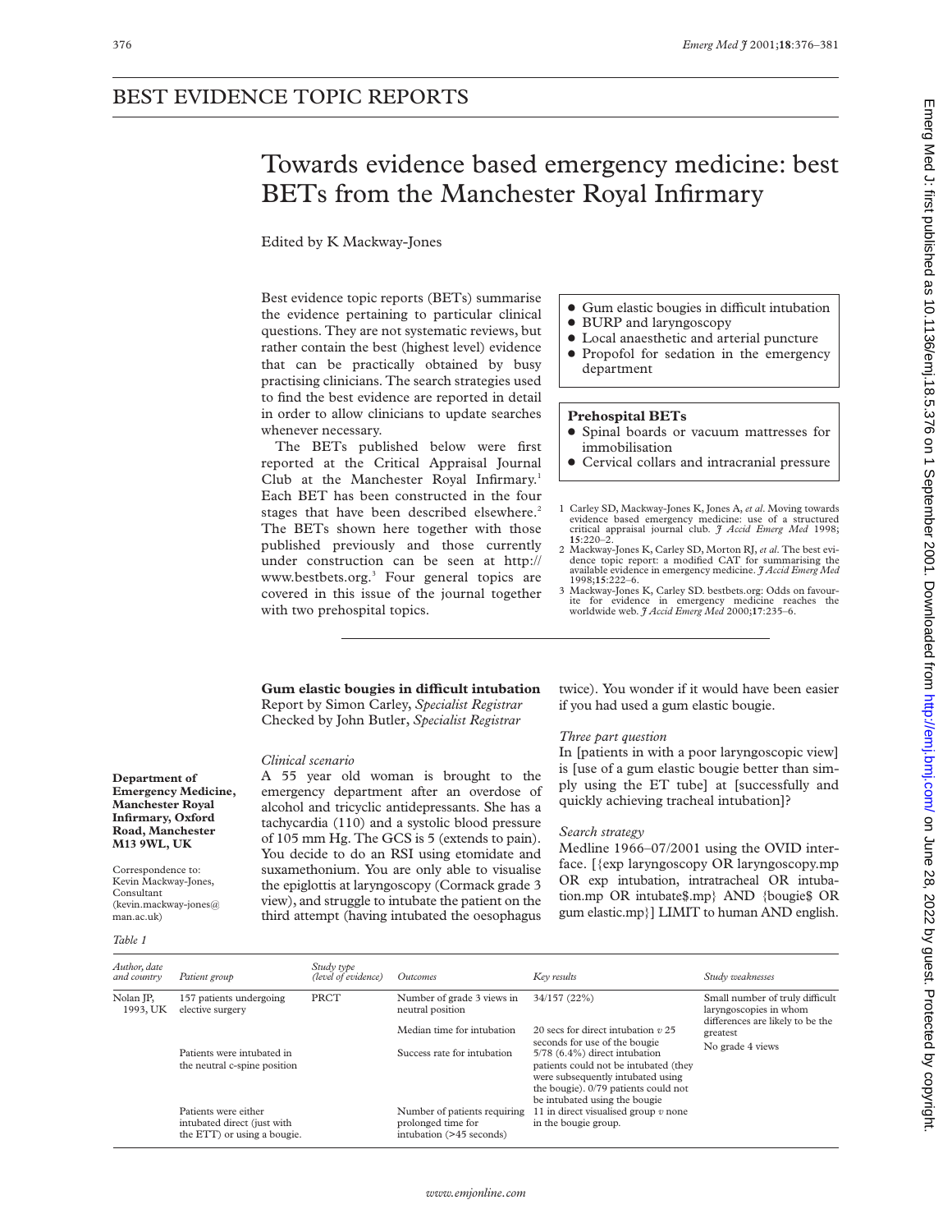# BEST EVIDENCE TOPIC REPORTS

## Towards evidence based emergency medicine: best BETs from the Manchester Royal Infirmary

Edited by K Mackway-Jones

Best evidence topic reports (BETs) summarise the evidence pertaining to particular clinical questions. They are not systematic reviews, but rather contain the best (highest level) evidence that can be practically obtained by busy practising clinicians. The search strategies used to find the best evidence are reported in detail in order to allow clinicians to update searches whenever necessary.

The BETs published below were first reported at the Critical Appraisal Journal Club at the Manchester Royal Infirmary.[1] Each BET has been constructed in the four stages that have been described elsewhere.[2] The BETs shown here together with those published previously and those currently under construction can be seen at http://www.bestbets.org.[3] Four general topics are covered in this issue of the journal together with two prehospital topics.

- Gum elastic bougies in difficult intubation
- BURP and laryngoscopy
- Local anaesthetic and arterial puncture
- Propofol for sedation in the emergency department

**Prehospital BETs**

- Spinal boards or vacuum mattresses for immobilisation
- Cervical collars and intracranial pressure

1 Carley SD, Mackway-Jones K, Jones A, *et al*. Moving towards evidence based emergency medicine: use of a structured critical appraisal journal club. *J Accid Emerg Med* 1998;**15**:220–2.
2 Mackway-Jones K, Carley SD, Morton RJ, *et al*. The best evidence topic report: a modified CAT for summarising the available evidence in emergency medicine. *J Accid Emerg Med* 1998;**15**:222–6.
3 Mackway-Jones K, Carley SD. bestbets.org: Odds on favourite for evidence in emergency medicine reaches the worldwide web. *J Accid Emerg Med* 2000;**17**:235–6.

**Department of Emergency Medicine, Manchester Royal Infirmary, Oxford Road, Manchester M13 9WL, UK**

Correspondence to: Kevin Mackway-Jones, Consultant (kevin.mackway-jones@man.ac.uk)

### Gum elastic bougies in difficult intubation

Report by Simon Carley, *Specialist Registrar*
Checked by John Butler, *Specialist Registrar*

*Clinical scenario*

A 55 year old woman is brought to the emergency department after an overdose of alcohol and tricyclic antidepressants. She has a tachycardia (110) and a systolic blood pressure of 105 mm Hg. The GCS is 5 (extends to pain). You decide to do an RSI using etomidate and suxamethonium. You are only able to visualise the epiglottis at laryngoscopy (Cormack grade 3 view), and struggle to intubate the patient on the third attempt (having intubated the oesophagus twice). You wonder if it would have been easier if you had used a gum elastic bougie.

*Three part question*

In [patients in with a poor laryngoscopic view] is [use of a gum elastic bougie better than simply using the ET tube] at [successfully and quickly achieving tracheal intubation]?

*Search strategy*

Medline 1966–07/2001 using the OVID interface. [{exp laryngoscopy OR laryngoscopy.mp OR exp intubation, intratracheal OR intubation.mp OR intubate$.mp} AND {bougie$ OR gum elastic.mp}] LIMIT to human AND english.

*Table 1*

| Author, date and country | Patient group | Study type (level of evidence) | Outcomes | Key results | Study weaknesses |
|---|---|---|---|---|---|
| Nolan JP, 1993, UK | 157 patients undergoing elective surgery | PRCT | Number of grade 3 views in neutral position | 34/157 (22%) | Small number of truly difficult laryngoscopies in whom differences are likely to be the greatest |
| | | | Median time for intubation | 20 secs for direct intubation *v* 25 seconds for use of the bougie | No grade 4 views |
| | Patients were intubated in the neutral c-spine position | | Success rate for intubation | 5/78 (6.4%) direct intubation patients could not be intubated (they were subsequently intubated using the bougie). 0/79 patients could not be intubated using the bougie | |
| | Patients were either intubated direct (just with the ETT) or using a bougie. | | Number of patients requiring prolonged time for intubation (>45 seconds) | 11 in direct visualised group *v* none in the bougie group. | |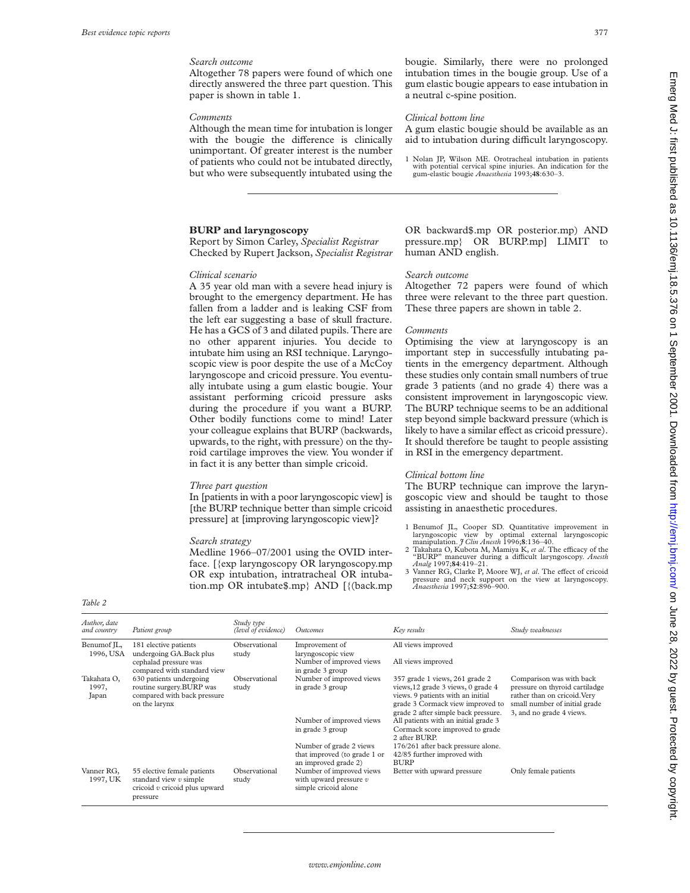*Search outcome*

Altogether 78 papers were found of which one directly answered the three part question. This paper is shown in table 1.

*Comments*

Although the mean time for intubation is longer with the bougie the difference is clinically unimportant. Of greater interest is the number of patients who could not be intubated directly, but who were subsequently intubated using the bougie. Similarly, there were no prolonged intubation times in the bougie group. Use of a gum elastic bougie appears to ease intubation in a neutral c-spine position.

*Clinical bottom line*

A gum elastic bougie should be available as an aid to intubation during difficult laryngoscopy.

1 Nolan JP, Wilson ME. Orotracheal intubation in patients with potential cervical spine injuries. An indication for the gum-elastic bougie *Anaesthesia* 1993;**48**:630–3.

## BURP and laryngoscopy

Report by Simon Carley, *Specialist Registrar*
Checked by Rupert Jackson, *Specialist Registrar*

*Clinical scenario*

A 35 year old man with a severe head injury is brought to the emergency department. He has fallen from a ladder and is leaking CSF from the left ear suggesting a base of skull fracture. He has a GCS of 3 and dilated pupils. There are no other apparent injuries. You decide to intubate him using an RSI technique. Laryngoscopic view is poor despite the use of a McCoy laryngoscope and cricoid pressure. You eventually intubate using a gum elastic bougie. Your assistant performing cricoid pressure asks during the procedure if you want a BURP. Other bodily functions come to mind! Later your colleague explains that BURP (backwards, upwards, to the right, with pressure) on the thyroid cartilage improves the view. You wonder if in fact it is any better than simple cricoid.

*Three part question*

In [patients in with a poor laryngoscopic view] is [the BURP technique better than simple cricoid pressure] at [improving laryngoscopic view]?

*Search strategy*

Medline 1966–07/2001 using the OVID interface. [{exp laryngoscopy OR laryngoscopy.mp OR exp intubation, intratracheal OR intubation.mp OR intubate$.mp} AND [{(back.mp OR backward$.mp OR posterior.mp) AND pressure.mp} OR BURP.mp] LIMIT to human AND english.

*Search outcome*

Altogether 72 papers were found of which three were relevant to the three part question. These three papers are shown in table 2.

*Comments*

Optimising the view at laryngoscopy is an important step in successfully intubating patients in the emergency department. Although these studies only contain small numbers of true grade 3 patients (and no grade 4) there was a consistent improvement in laryngoscopic view. The BURP technique seems to be an additional step beyond simple backward pressure (which is likely to have a similar effect as cricoid pressure). It should therefore be taught to people assisting in RSI in the emergency department.

*Clinical bottom line*

The BURP technique can improve the laryngoscopic view and should be taught to those assisting in anaesthetic procedures.

1 Benumof JL, Cooper SD. Quantitative improvement in laryngoscopic view by optimal external laryngoscopic manipulation. *J Clin Anesth* 1996;**8**:136–40.
2 Takahata O, Kubota M, Mamiya K, *et al*. The efficacy of the "BURP" maneuver during a difficult laryngoscopy. *Anesth Analg* 1997;**84**:419–21.
3 Vanner RG, Clarke P, Moore WJ, *et al*. The effect of cricoid pressure and neck support on the view at laryngoscopy. *Anaesthesia* 1997;**52**:896–900.

*Table 2*

| *Author, date and country* | *Patient group* | *Study type (level of evidence)* | *Outcomes* | *Key results* | *Study weaknesses* |
|---|---|---|---|---|---|
| Benumof JL, 1996, USA | 181 elective patients undergoing GA.Back plus cephalad pressure was compared with standard view | Observational study | Improvement of laryngoscopic view | All views improved | |
| | | | Number of improved views in grade 3 group | All views improved | |
| Takahata O, 1997, Japan | 630 patients undergoing routine surgery.BURP was compared with back pressure on the larynx | Observational study | Number of improved views in grade 3 group | 357 grade 1 views, 261 grade 2 views,12 grade 3 views, 0 grade 4 views. 9 patients with an initial grade 3 Cormack view improved to grade 2 after simple back pressure. | Comparison was with back pressure on thyroid cartiladge rather than on cricoid.Very small number of initial grade 3, and no grade 4 views. |
| | | | Number of improved views in grade 3 group | All patients with an initial grade 3 Cormack score improved to grade 2 after BURP. | |
| | | | Number of grade 2 views that improved (to grade 1 or an improved grade 2) | 176/261 after back pressure alone. 42/85 further improved with BURP | |
| Vanner RG, 1997, UK | 55 elective female patients standard view *v* simple cricoid *v* cricoid plus upward pressure | Observational study | Number of improved views with upward pressure *v* simple cricoid alone | Better with upward pressure | Only female patients |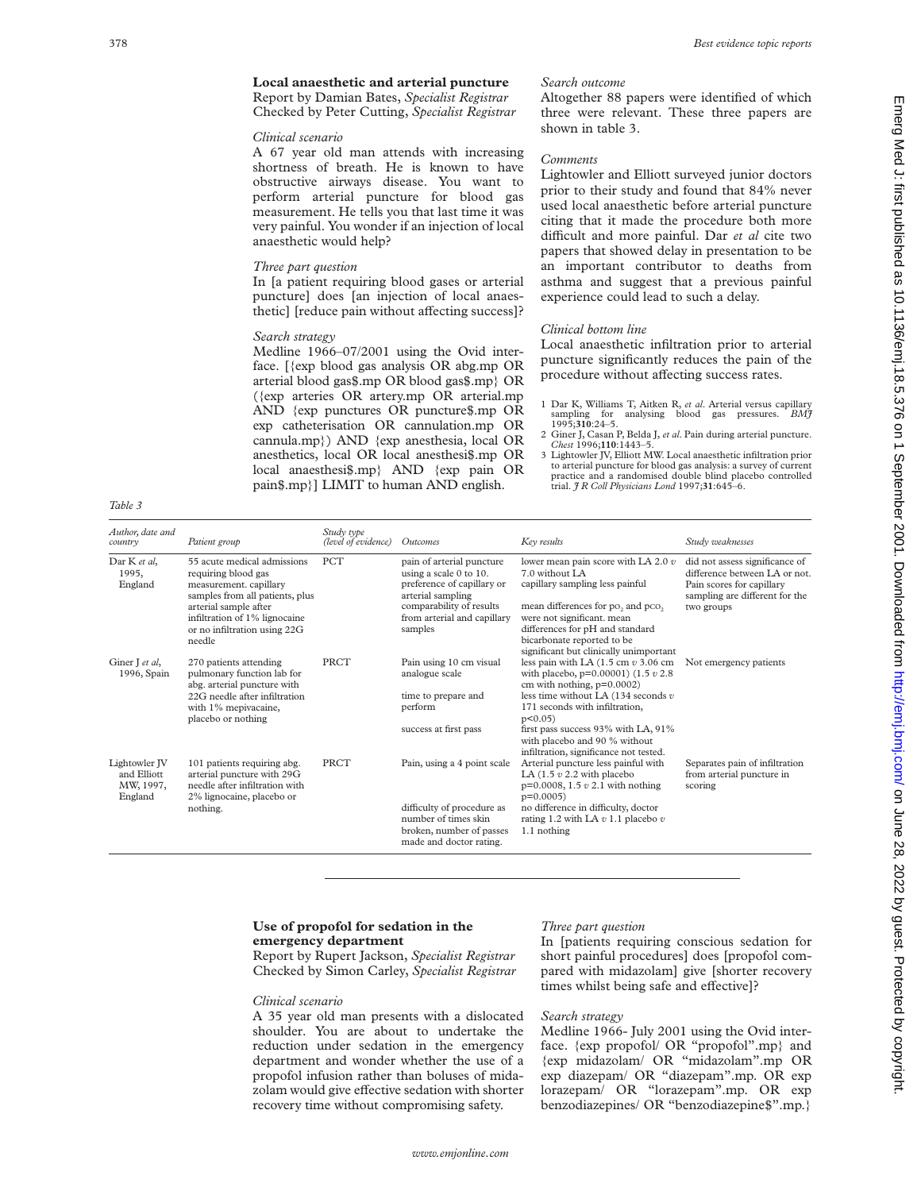## Local anaesthetic and arterial puncture

Report by Damian Bates, *Specialist Registrar*
Checked by Peter Cutting, *Specialist Registrar*

### *Clinical scenario*

A 67 year old man attends with increasing shortness of breath. He is known to have obstructive airways disease. You want to perform arterial puncture for blood gas measurement. He tells you that last time it was very painful. You wonder if an injection of local anaesthetic would help?

### *Three part question*

In [a patient requiring blood gases or arterial puncture] does [an injection of local anaesthetic] [reduce pain without affecting success]?

### *Search strategy*

Medline 1966–07/2001 using the Ovid interface. [{exp blood gas analysis OR abg.mp OR arterial blood gas$.mp OR blood gas$.mp} OR ({exp arteries OR artery.mp OR arterial.mp AND {exp punctures OR puncture$.mp OR exp catheterisation OR cannulation.mp OR cannula.mp}) AND {exp anesthesia, local OR anesthetics, local OR local anesthesi$.mp OR local anaesthesi$.mp} AND {exp pain OR pain$.mp}] LIMIT to human AND english.

### *Search outcome*

Altogether 88 papers were identified of which three were relevant. These three papers are shown in table 3.

### *Comments*

Lightowler and Elliott surveyed junior doctors prior to their study and found that 84% never used local anaesthetic before arterial puncture citing that it made the procedure both more difficult and more painful. Dar *et al* cite two papers that showed delay in presentation to be an important contributor to deaths from asthma and suggest that a previous painful experience could lead to such a delay.

### *Clinical bottom line*

Local anaesthetic infiltration prior to arterial puncture significantly reduces the pain of the procedure without affecting success rates.

1 Dar K, Williams T, Aitken R, *et al*. Arterial versus capillary sampling for analysing blood gas pressures. *BMJ* 1995;**310**:24–5.
2 Giner J, Casan P, Belda J, *et al*. Pain during arterial puncture. *Chest* 1996;**110**:1443–5.
3 Lightowler JV, Elliott MW. Local anaesthetic infiltration prior to arterial puncture for blood gas analysis: a survey of current practice and a randomised double blind placebo controlled trial. *J R Coll Physicians Lond* 1997;**31**:645–6.

*Table 3*

| Author, date and country | Patient group | Study type (level of evidence) | Outcomes | Key results | Study weaknesses |
|---|---|---|---|---|---|
| Dar K *et al*, 1995, England | 55 acute medical admissions requiring blood gas measurement. capillary samples from all patients, plus arterial sample after infiltration of 1% lignocaine or no infiltration using 22G needle | PCT | pain of arterial puncture using a scale 0 to 10. preference of capillary or arterial sampling | lower mean pain score with LA 2.0 *v* 7.0 without LA capillary sampling less painful | did not assess significance of difference between LA or not. Pain scores for capillary sampling are different for the two groups |
| | | | comparability of results from arterial and capillary samples | mean differences for $po_2$ and $pco_2$ were not significant. mean differences for pH and standard bicarbonate reported to be significant but clinically unimportant | |
| Giner J *et al*, 1996, Spain | 270 patients attending pulmonary function lab for abg. arterial puncture with 22G needle after infiltration with 1% mepivacaine, placebo or nothing | PRCT | Pain using 10 cm visual analogue scale | less pain with LA (1.5 cm *v* 3.06 cm with placebo, p=0.00001) (1.5 *v* 2.8 cm with nothing, p=0.0002) | Not emergency patients |
| | | | time to prepare and perform | less time without LA (134 seconds *v* 171 seconds with infiltration, p<0.05) | |
| | | | success at first pass | first pass success 93% with LA, 91% with placebo and 90 % without infiltration, significance not tested. | |
| Lightowler JV and Elliott MW, 1997, England | 101 patients requiring abg. arterial puncture with 29G needle after infiltration with 2% lignocaine, placebo or nothing. | PRCT | Pain, using a 4 point scale | Arterial puncture less painful with LA (1.5 *v* 2.2 with placebo p=0.0008, 1.5 *v* 2.1 with nothing p=0.0005) | Separates pain of infiltration from arterial puncture in scoring |
| | | | difficulty of procedure as number of times skin broken, number of passes made and doctor rating. | no difference in difficulty, doctor rating 1.2 with LA *v* 1.1 placebo *v* 1.1 nothing | |

## Use of propofol for sedation in the emergency department

Report by Rupert Jackson, *Specialist Registrar*
Checked by Simon Carley, *Specialist Registrar*

### *Clinical scenario*

A 35 year old man presents with a dislocated shoulder. You are about to undertake the reduction under sedation in the emergency department and wonder whether the use of a propofol infusion rather than boluses of midazolam would give effective sedation with shorter recovery time without compromising safety.

### *Three part question*

In [patients requiring conscious sedation for short painful procedures] does [propofol compared with midazolam] give [shorter recovery times whilst being safe and effective]?

### *Search strategy*

Medline 1966- July 2001 using the Ovid interface. {exp propofol/ OR "propofol".mp} and {exp midazolam/ OR "midazolam".mp OR exp diazepam/ OR "diazepam".mp. OR exp lorazepam/ OR "lorazepam".mp. OR exp benzodiazepines/ OR "benzodiazepine$".mp.}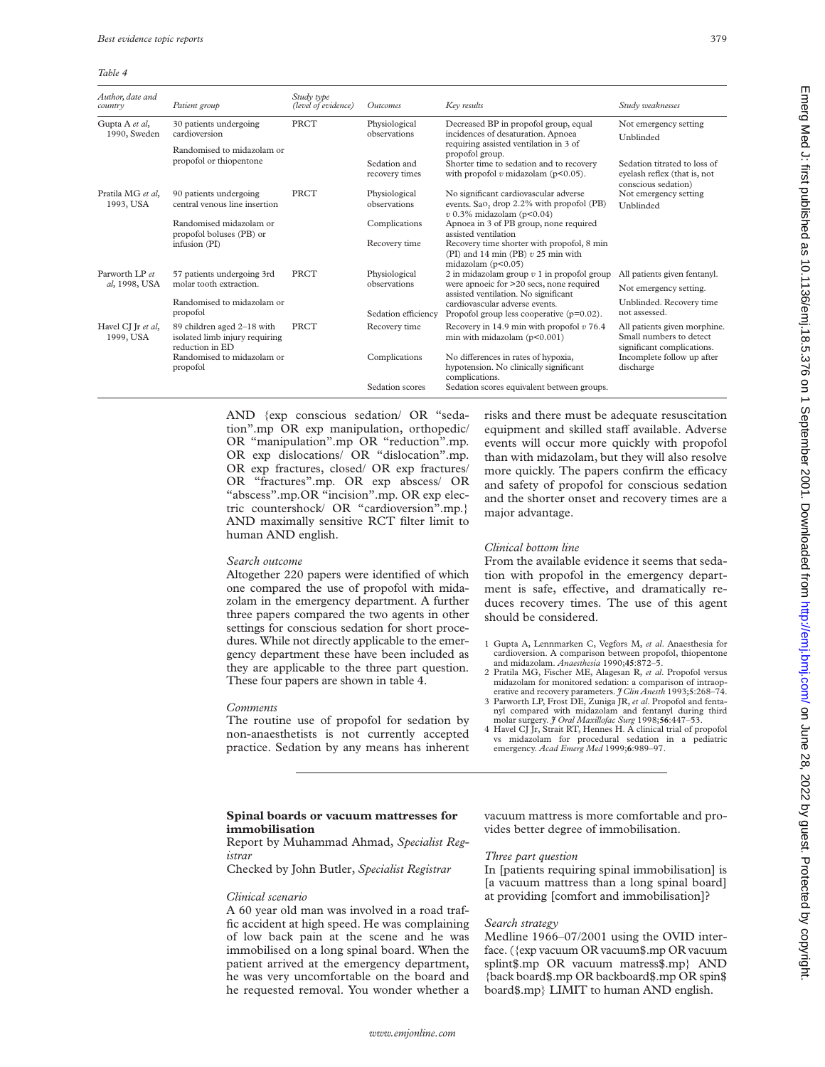*Table 4*

| Author, date and country | Patient group | Study type (level of evidence) | Outcomes | Key results | Study weaknesses |
|---|---|---|---|---|---|
| Gupta A *et al*, 1990, Sweden | 30 patients undergoing cardioversion. Randomised to midazolam or propofol or thiopentone | PRCT | Physiological observations | Decreased BP in propofol group, equal incidences of desaturation. Apnoea requiring assisted ventilation in 3 of propofol group. | Not emergency setting. Unblinded |
| | | | Sedation and recovery times | Shorter time to sedation and to recovery with propofol *v* midazolam ($p<0.05$). | Sedation titrated to loss of eyelash reflex (that is, not conscious sedation) |
| Pratila MG *et al*, 1993, USA | 90 patients undergoing central venous line insertion. Randomised midazolam or propofol boluses (PB) or infusion (PI) | PRCT | Physiological observations | No significant cardiovascular adverse events. $SaO_2$ drop 2.2% with propofol (PB) *v* 0.3% midazolam ($p<0.04$) | Not emergency setting. Unblinded |
| | | | Complications | Apnoea in 3 of PB group, none required assisted ventilation | |
| | | | Recovery time | Recovery time shorter with propofol, 8 min (PI) and 14 min (PB) *v* 25 min with midazolam ($p<0.05$) | |
| Parworth LP *et al*, 1998, USA | 57 patients undergoing 3rd molar tooth extraction. Randomised to midazolam or propofol | PRCT | Physiological observations | 2 in midazolam group *v* 1 in propofol group were apnoeic for >20 secs, none required assisted ventilation. No significant cardiovascular adverse events. | All patients given fentanyl. Not emergency setting. Unblinded. Recovery time not assessed. |
| | | | Sedation efficiency | Propofol group less cooperative ($p=0.02$). | |
| Havel CJ Jr *et al*, 1999, USA | 89 children aged 2–18 with isolated limb injury requiring reduction in ED. Randomised to midazolam or propofol | PRCT | Recovery time | Recovery in 14.9 min with propofol *v* 76.4 min with midazolam ($p<0.001$) | All patients given morphine. Small numbers to detect significant complications. |
| | | | Complications | No differences in rates of hypoxia, hypotension. No clinically significant complications. | Incomplete follow up after discharge |
| | | | Sedation scores | Sedation scores equivalent between groups. | |

AND {exp conscious sedation/ OR "sedation".mp OR exp manipulation, orthopedic/ OR "manipulation".mp OR "reduction".mp. OR exp dislocations/ OR "dislocation".mp. OR exp fractures, closed/ OR exp fractures/ OR "fractures".mp. OR exp abscess/ OR "abscess".mp.OR "incision".mp. OR exp electric countershock/ OR "cardioversion".mp.} AND maximally sensitive RCT filter limit to human AND english.

*Search outcome*

Altogether 220 papers were identified of which one compared the use of propofol with midazolam in the emergency department. A further three papers compared the two agents in other settings for conscious sedation for short procedures. While not directly applicable to the emergency department these have been included as they are applicable to the three part question. These four papers are shown in table 4.

*Comments*

The routine use of propofol for sedation by non-anaesthetists is not currently accepted practice. Sedation by any means has inherent risks and there must be adequate resuscitation equipment and skilled staff available. Adverse events will occur more quickly with propofol than with midazolam, but they will also resolve more quickly. The papers confirm the efficacy and safety of propofol for conscious sedation and the shorter onset and recovery times are a major advantage.

*Clinical bottom line*

From the available evidence it seems that sedation with propofol in the emergency department is safe, effective, and dramatically reduces recovery times. The use of this agent should be considered.

1 Gupta A, Lennmarken C, Vegfors M, *et al*. Anaesthesia for cardioversion. A comparison between propofol, thiopentone and midazolam. *Anaesthesia* 1990;**45**:872–5.
2 Pratila MG, Fischer ME, Alagesan R, *et al*. Propofol versus midazolam for monitored sedation: a comparison of intraoperative and recovery parameters. *J Clin Anesth* 1993;**5**:268–74.
3 Parworth LP, Frost DE, Zuniga JR, *et al*. Propofol and fentanyl compared with midazolam and fentanyl during third molar surgery. *J Oral Maxillofac Surg* 1998;**56**:447–53.
4 Havel CJ Jr, Strait RT, Hennes H. A clinical trial of propofol vs midazolam for procedural sedation in a pediatric emergency. *Acad Emerg Med* 1999;**6**:989–97.

## Spinal boards or vacuum mattresses for immobilisation

Report by Muhammad Ahmad, *Specialist Registrar*

Checked by John Butler, *Specialist Registrar*

*Clinical scenario*

A 60 year old man was involved in a road traffic accident at high speed. He was complaining of low back pain at the scene and he was immobilised on a long spinal board. When the patient arrived at the emergency department, he was very uncomfortable on the board and he requested removal. You wonder whether a vacuum mattress is more comfortable and provides better degree of immobilisation.

*Three part question*

In [patients requiring spinal immobilisation] is [a vacuum mattress than a long spinal board] at providing [comfort and immobilisation]?

*Search strategy*

Medline 1966–07/2001 using the OVID interface. ({exp vacuum OR vacuum$.mp OR vacuum splint$.mp OR vacuum matress$.mp} AND {back board$.mp OR backboard$.mp OR spin$ board$.mp} LIMIT to human AND english.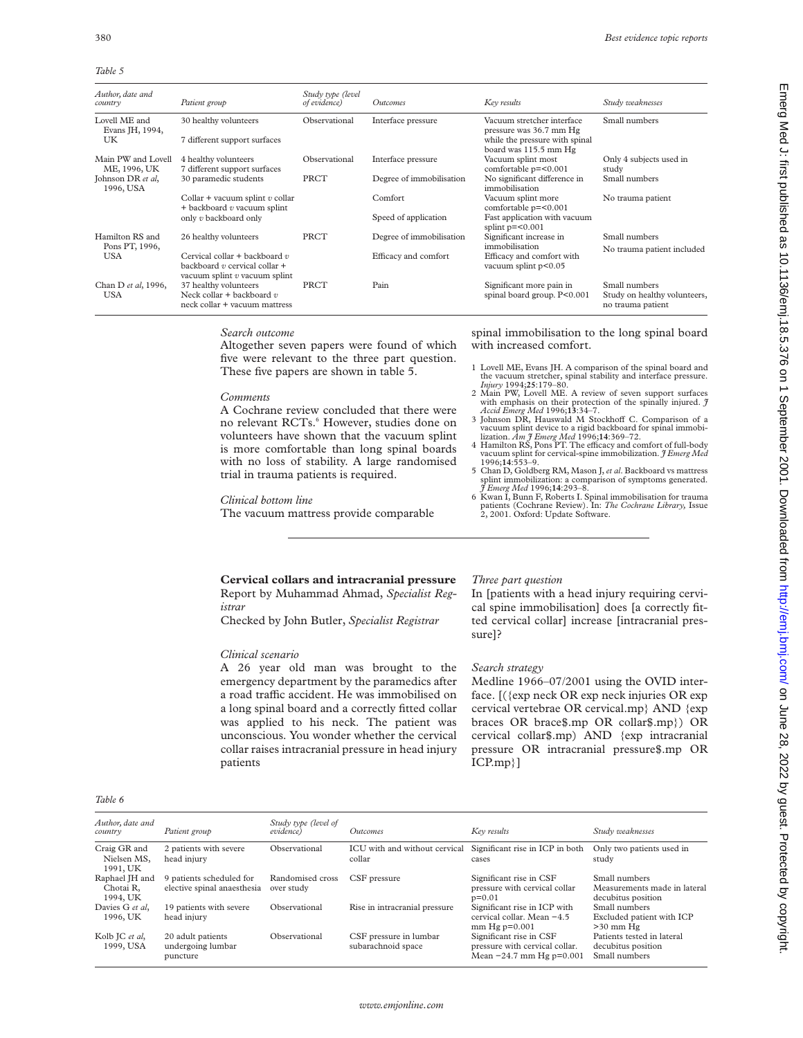*Table 5*

| Author, date and country | Patient group | Study type (level of evidence) | Outcomes | Key results | Study weaknesses |
|---|---|---|---|---|---|
| Lovell ME and Evans JH, 1994, UK | 30 healthy volunteers<br>7 different support surfaces | Observational | Interface pressure | Vacuum stretcher interface pressure was 36.7 mm Hg while the pressure with spinal board was 115.5 mm Hg | Small numbers |
| Main PW and Lovell ME, 1996, UK | 4 healthy volunteers<br>7 different support surfaces | Observational | Interface pressure | Vacuum splint most comfortable p=<0.001 | Only 4 subjects used in study |
| Johnson DR *et al*, 1996, USA | 30 paramedic students<br>Collar + vacuum splint *v* collar + backboard *v* vacuum splint only *v* backboard only | PRCT | Degree of immobilisation<br>Comfort<br>Speed of application | No significant difference in immobilisation<br>Vacuum splint more comfortable p=<0.001<br>Fast application with vacuum splint p=<0.001 | Small numbers<br>No trauma patient |
| Hamilton RS and Pons PT, 1996, USA | 26 healthy volunteers<br>Cervical collar + backboard *v* backboard *v* cervical collar + vacuum splint *v* vacuum splint | PRCT | Degree of immobilisation<br>Efficacy and comfort | Significant increase in immobilisation<br>Efficacy and comfort with vacuum splint p<0.05 | Small numbers<br>No trauma patient included |
| Chan D *et al*, 1996, USA | 37 healthy volunteers<br>Neck collar + backboard *v* neck collar + vacuum mattress | PRCT | Pain | Significant more pain in spinal board group. P<0.001 | Small numbers<br>Study on healthy volunteers, no trauma patient |

*Search outcome*

Altogether seven papers were found of which five were relevant to the three part question. These five papers are shown in table 5.

*Comments*

A Cochrane review concluded that there were no relevant RCTs.[6] However, studies done on volunteers have shown that the vacuum splint is more comfortable than long spinal boards with no loss of stability. A large randomised trial in trauma patients is required.

*Clinical bottom line*

The vacuum mattress provide comparable spinal immobilisation to the long spinal board with increased comfort.

1 Lovell ME, Evans JH. A comparison of the spinal board and the vacuum stretcher, spinal stability and interface pressure. *Injury* 1994;**25**:179–80.
2 Main PW, Lovell ME. A review of seven support surfaces with emphasis on their protection of the spinally injured. *J Accid Emerg Med* 1996;**13**:34–7.
3 Johnson DR, Hauswald M Stockhoff C. Comparison of a vacuum splint device to a rigid backboard for spinal immobilization. *Am J Emerg Med* 1996;**14**:369–72.
4 Hamilton RS, Pons PT. The efficacy and comfort of full-body vacuum splint for cervical-spine immobilization. *J Emerg Med* 1996;**14**:553–9.
5 Chan D, Goldberg RM, Mason J, *et al*. Backboard vs mattress splint immobilization: a comparison of symptoms generated. *J Emerg Med* 1996;**14**:293–8.
6 Kwan I, Bunn F, Roberts I. Spinal immobilisation for trauma patients (Cochrane Review). In: *The Cochrane Library,* Issue 2, 2001. Oxford: Update Software.

## Cervical collars and intracranial pressure

Report by Muhammad Ahmad, *Specialist Registrar*

Checked by John Butler, *Specialist Registrar*

*Clinical scenario*

A 26 year old man was brought to the emergency department by the paramedics after a road traffic accident. He was immobilised on a long spinal board and a correctly fitted collar was applied to his neck. The patient was unconscious. You wonder whether the cervical collar raises intracranial pressure in head injury patients

*Three part question*

In [patients with a head injury requiring cervical spine immobilisation] does [a correctly fitted cervical collar] increase [intracranial pressure]?

*Search strategy*

Medline 1966–07/2001 using the OVID interface. [({exp neck OR exp neck injuries OR exp cervical vertebrae OR cervical.mp} AND {exp braces OR brace$.mp OR collar$.mp}) OR cervical collar$.mp) AND {exp intracranial pressure OR intracranial pressure$.mp OR ICP.mp}]

*Table 6*

| Author, date and country | Patient group | Study type (level of evidence) | Outcomes | Key results | Study weaknesses |
|---|---|---|---|---|---|
| Craig GR and Nielsen MS, 1991, UK | 2 patients with severe head injury | Observational | ICU with and without cervical collar | Significant rise in ICP in both cases | Only two patients used in study |
| Raphael JH and Chotai R, 1994, UK | 9 patients scheduled for elective spinal anaesthesia | Randomised cross over study | CSF pressure | Significant rise in CSF pressure with cervical collar p=0.01 | Small numbers<br>Measurements made in lateral decubitus position |
| Davies G *et al*, 1996, UK | 19 patients with severe head injury | Observational | Rise in intracranial pressure | Significant rise in ICP with cervical collar. Mean −4.5 mm Hg p=0.001 | Small numbers<br>Excluded patient with ICP >30 mm Hg |
| Kolb JC *et al*, 1999, USA | 20 adult patients undergoing lumbar puncture | Observational | CSF pressure in lumbar subarachnoid space | Significant rise in CSF pressure with cervical collar. Mean −24.7 mm Hg p=0.001 | Patients tested in lateral decubitus position<br>Small numbers |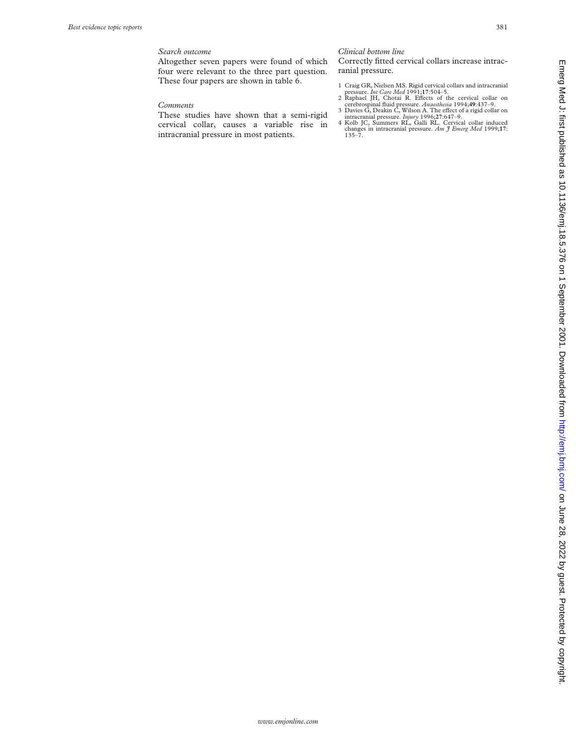*Search outcome*

Altogether seven papers were found of which four were relevant to the three part question. These four papers are shown in table 6.

*Comments*

These studies have shown that a semi-rigid cervical collar, causes a variable rise in intracranial pressure in most patients.

*Clinical bottom line*

Correctly fitted cervical collars increase intracranial pressure.

1. Craig GR, Nielsen MS. Rigid cervical collars and intracranial pressure. *Int Care Med* 1991;**17**:504–5.
2. Raphael JH, Chotai R. Effects of the cervical collar on cerebrospinal fluid pressure. *Anaesthesia* 1994;**49**:437–9.
3. Davies G, Deakin C, Wilson A. The effect of a rigid collar on intracranial pressure. *Injury* 1996;**27**:647–9.
4. Kolb JC, Summers RL, Galli RL. Cervical collar induced changes in intracranial pressure. *Am J Emerg Med* 1999;**17**: 135–7.